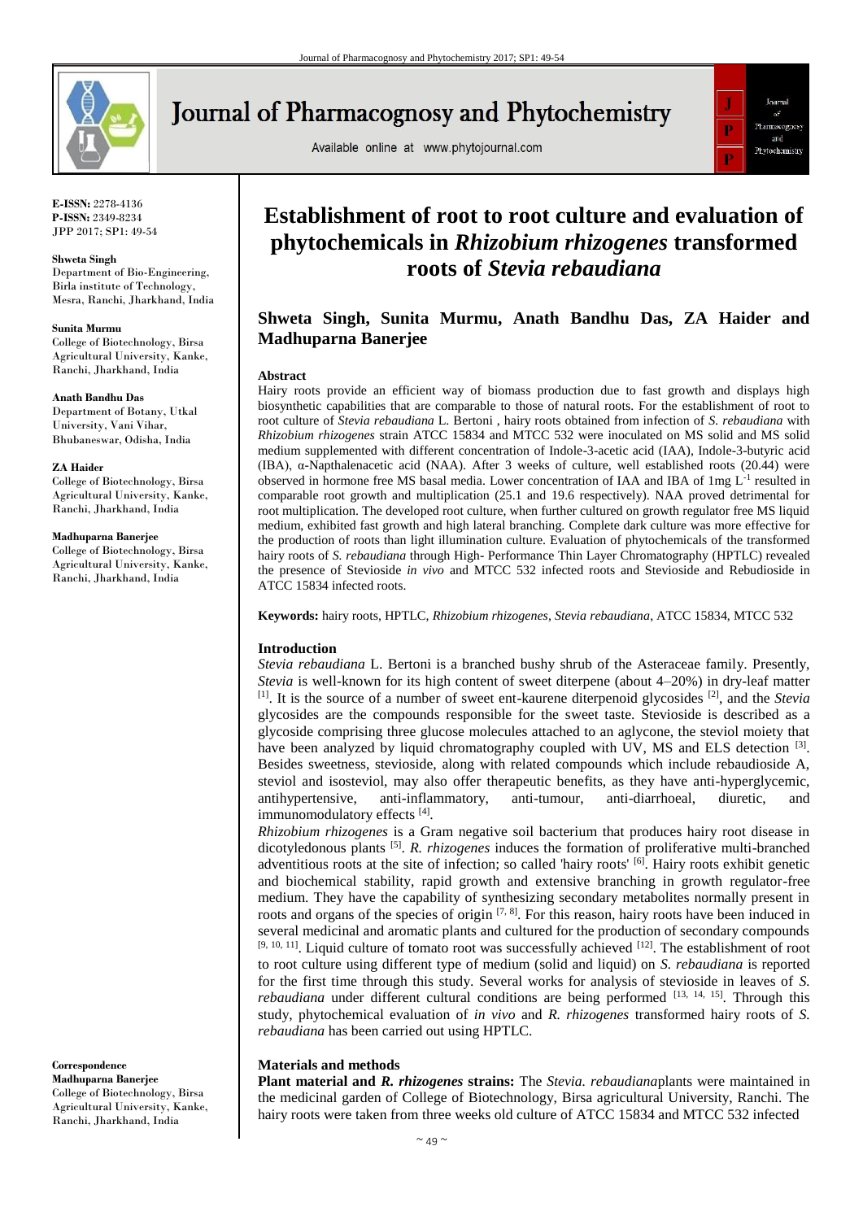**E-ISSN:** 2278-4136
**P-ISSN:** 2349-8234
JPP 2017; SP1: 49-54

**Shweta Singh**
Department of Bio-Engineering, Birla institute of Technology, Mesra, Ranchi, Jharkhand, India

**Sunita Murmu**
College of Biotechnology, Birsa Agricultural University, Kanke, Ranchi, Jharkhand, India

**Anath Bandhu Das**
Department of Botany, Utkal University, Vani Vihar, Bhubaneswar, Odisha, India

**ZA Haider**
College of Biotechnology, Birsa Agricultural University, Kanke, Ranchi, Jharkhand, India

**Madhuparna Banerjee**
College of Biotechnology, Birsa Agricultural University, Kanke, Ranchi, Jharkhand, India

**Correspondence**
**Madhuparna Banerjee**
College of Biotechnology, Birsa Agricultural University, Kanke, Ranchi, Jharkhand, India

# Establishment of root to root culture and evaluation of phytochemicals in *Rhizobium rhizogenes* transformed roots of *Stevia rebaudiana*

**Shweta Singh, Sunita Murmu, Anath Bandhu Das, ZA Haider and Madhuparna Banerjee**

## Abstract

Hairy roots provide an efficient way of biomass production due to fast growth and displays high biosynthetic capabilities that are comparable to those of natural roots. For the establishment of root to root culture of *Stevia rebaudiana* L. Bertoni , hairy roots obtained from infection of *S. rebaudiana* with *Rhizobium rhizogenes* strain ATCC 15834 and MTCC 532 were inoculated on MS solid and MS solid medium supplemented with different concentration of Indole-3-acetic acid (IAA), Indole-3-butyric acid (IBA), α-Napthalenacetic acid (NAA). After 3 weeks of culture, well established roots (20.44) were observed in hormone free MS basal media. Lower concentration of IAA and IBA of 1mg $L^{-1}$ resulted in comparable root growth and multiplication (25.1 and 19.6 respectively). NAA proved detrimental for root multiplication. The developed root culture, when further cultured on growth regulator free MS liquid medium, exhibited fast growth and high lateral branching. Complete dark culture was more effective for the production of roots than light illumination culture. Evaluation of phytochemicals of the transformed hairy roots of *S. rebaudiana* through High- Performance Thin Layer Chromatography (HPTLC) revealed the presence of Stevioside *in vivo* and MTCC 532 infected roots and Stevioside and Rebudioside in ATCC 15834 infected roots.

**Keywords:** hairy roots, HPTLC, *Rhizobium rhizogenes*, *Stevia rebaudiana*, ATCC 15834, MTCC 532

## Introduction

*Stevia rebaudiana* L. Bertoni is a branched bushy shrub of the Asteraceae family. Presently, *Stevia* is well-known for its high content of sweet diterpene (about 4–20%) in dry-leaf matter [1]. It is the source of a number of sweet ent-kaurene diterpenoid glycosides [2], and the *Stevia* glycosides are the compounds responsible for the sweet taste. Stevioside is described as a glycoside comprising three glucose molecules attached to an aglycone, the steviol moiety that have been analyzed by liquid chromatography coupled with UV, MS and ELS detection [3]. Besides sweetness, stevioside, along with related compounds which include rebaudioside A, steviol and isosteviol, may also offer therapeutic benefits, as they have anti-hyperglycemic, antihypertensive, anti-inflammatory, anti-tumour, anti-diarrhoeal, diuretic, and immunomodulatory effects [4].

*Rhizobium rhizogenes* is a Gram negative soil bacterium that produces hairy root disease in dicotyledonous plants [5]. *R. rhizogenes* induces the formation of proliferative multi-branched adventitious roots at the site of infection; so called 'hairy roots' [6]. Hairy roots exhibit genetic and biochemical stability, rapid growth and extensive branching in growth regulator-free medium. They have the capability of synthesizing secondary metabolites normally present in roots and organs of the species of origin [7, 8]. For this reason, hairy roots have been induced in several medicinal and aromatic plants and cultured for the production of secondary compounds [9, 10, 11]. Liquid culture of tomato root was successfully achieved [12]. The establishment of root to root culture using different type of medium (solid and liquid) on *S. rebaudiana* is reported for the first time through this study. Several works for analysis of stevioside in leaves of *S. rebaudiana* under different cultural conditions are being performed [13, 14, 15]. Through this study, phytochemical evaluation of *in vivo* and *R. rhizogenes* transformed hairy roots of *S. rebaudiana* has been carried out using HPTLC.

## Materials and methods

**Plant material and *R. rhizogenes* strains:** The *Stevia. rebaudiana*plants were maintained in the medicinal garden of College of Biotechnology, Birsa agricultural University, Ranchi. The hairy roots were taken from three weeks old culture of ATCC 15834 and MTCC 532 infected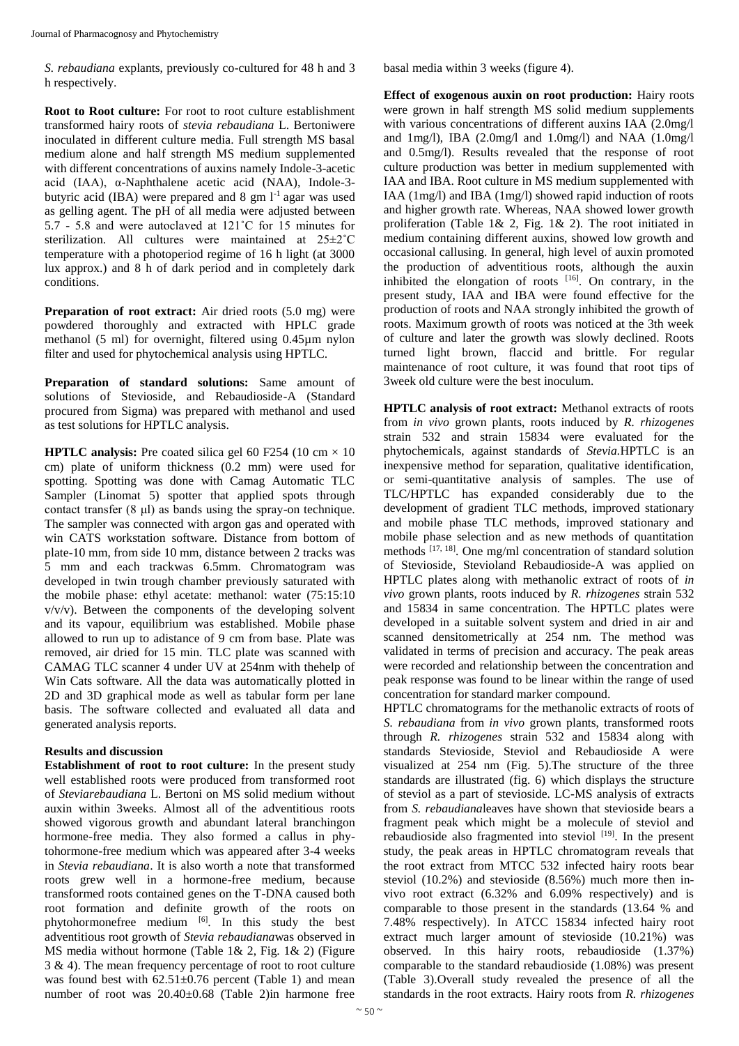*S. rebaudiana* explants, previously co-cultured for 48 h and 3 h respectively.

**Root to Root culture:** For root to root culture establishment transformed hairy roots of *stevia rebaudiana* L. Bertoniwere inoculated in different culture media. Full strength MS basal medium alone and half strength MS medium supplemented with different concentrations of auxins namely Indole-3-acetic acid (IAA), α-Naphthalene acetic acid (NAA), Indole-3-butyric acid (IBA) were prepared and 8 gm $l^{-1}$ agar was used as gelling agent. The pH of all media were adjusted between 5.7 - 5.8 and were autoclaved at 121˚C for 15 minutes for sterilization. All cultures were maintained at 25±2˚C temperature with a photoperiod regime of 16 h light (at 3000 lux approx.) and 8 h of dark period and in completely dark conditions.

**Preparation of root extract:** Air dried roots (5.0 mg) were powdered thoroughly and extracted with HPLC grade methanol (5 ml) for overnight, filtered using 0.45µm nylon filter and used for phytochemical analysis using HPTLC.

**Preparation of standard solutions:** Same amount of solutions of Stevioside, and Rebaudioside-A (Standard procured from Sigma) was prepared with methanol and used as test solutions for HPTLC analysis.

**HPTLC analysis:** Pre coated silica gel 60 F254 (10 cm × 10 cm) plate of uniform thickness (0.2 mm) were used for spotting. Spotting was done with Camag Automatic TLC Sampler (Linomat 5) spotter that applied spots through contact transfer (8 µl) as bands using the spray-on technique. The sampler was connected with argon gas and operated with win CATS workstation software. Distance from bottom of plate-10 mm, from side 10 mm, distance between 2 tracks was 5 mm and each trackwas 6.5mm. Chromatogram was developed in twin trough chamber previously saturated with the mobile phase: ethyl acetate: methanol: water (75:15:10 v/v/v). Between the components of the developing solvent and its vapour, equilibrium was established. Mobile phase allowed to run up to adistance of 9 cm from base. Plate was removed, air dried for 15 min. TLC plate was scanned with CAMAG TLC scanner 4 under UV at 254nm with thehelp of Win Cats software. All the data was automatically plotted in 2D and 3D graphical mode as well as tabular form per lane basis. The software collected and evaluated all data and generated analysis reports.

## Results and discussion

**Establishment of root to root culture:** In the present study well established roots were produced from transformed root of *Steviarebaudiana* L. Bertoni on MS solid medium without auxin within 3weeks. Almost all of the adventitious roots showed vigorous growth and abundant lateral branchingon hormone-free media. They also formed a callus in phy-tohormone-free medium which was appeared after 3-4 weeks in *Stevia rebaudiana*. It is also worth a note that transformed roots grew well in a hormone-free medium, because transformed roots contained genes on the T-DNA caused both root formation and definite growth of the roots on phytohormonefree medium [6]. In this study the best adventitious root growth of *Stevia rebaudiana*was observed in MS media without hormone (Table 1& 2, Fig. 1& 2) (Figure 3 & 4). The mean frequency percentage of root to root culture was found best with 62.51±0.76 percent (Table 1) and mean number of root was 20.40±0.68 (Table 2)in harmone free basal media within 3 weeks (figure 4).

**Effect of exogenous auxin on root production:** Hairy roots were grown in half strength MS solid medium supplements with various concentrations of different auxins IAA (2.0mg/l and 1mg/l), IBA (2.0mg/l and 1.0mg/l) and NAA (1.0mg/l and 0.5mg/l). Results revealed that the response of root culture production was better in medium supplemented with IAA and IBA. Root culture in MS medium supplemented with IAA (1mg/l) and IBA (1mg/l) showed rapid induction of roots and higher growth rate. Whereas, NAA showed lower growth proliferation (Table 1& 2, Fig. 1& 2). The root initiated in medium containing different auxins, showed low growth and occasional callusing. In general, high level of auxin promoted the production of adventitious roots, although the auxin inhibited the elongation of roots [16]. On contrary, in the present study, IAA and IBA were found effective for the production of roots and NAA strongly inhibited the growth of roots. Maximum growth of roots was noticed at the 3th week of culture and later the growth was slowly declined. Roots turned light brown, flaccid and brittle. For regular maintenance of root culture, it was found that root tips of 3week old culture were the best inoculum.

**HPTLC analysis of root extract:** Methanol extracts of roots from *in vivo* grown plants, roots induced by *R. rhizogenes* strain 532 and strain 15834 were evaluated for the phytochemicals, against standards of *Stevia.*HPTLC is an inexpensive method for separation, qualitative identification, or semi-quantitative analysis of samples. The use of TLC/HPTLC has expanded considerably due to the development of gradient TLC methods, improved stationary and mobile phase TLC methods, improved stationary and mobile phase selection and as new methods of quantitation methods [17, 18]. One mg/ml concentration of standard solution of Stevioside, Stevioland Rebaudioside-A was applied on HPTLC plates along with methanolic extract of roots of *in vivo* grown plants, roots induced by *R. rhizogenes* strain 532 and 15834 in same concentration. The HPTLC plates were developed in a suitable solvent system and dried in air and scanned densitometrically at 254 nm. The method was validated in terms of precision and accuracy. The peak areas were recorded and relationship between the concentration and peak response was found to be linear within the range of used concentration for standard marker compound.

HPTLC chromatograms for the methanolic extracts of roots of *S. rebaudiana* from *in vivo* grown plants, transformed roots through *R. rhizogenes* strain 532 and 15834 along with standards Stevioside, Steviol and Rebaudioside A were visualized at 254 nm (Fig. 5).The structure of the three standards are illustrated (fig. 6) which displays the structure of steviol as a part of stevioside. LC-MS analysis of extracts from *S. rebaudiana*leaves have shown that stevioside bears a fragment peak which might be a molecule of steviol and rebaudioside also fragmented into steviol [19]. In the present study, the peak areas in HPTLC chromatogram reveals that the root extract from MTCC 532 infected hairy roots bear steviol (10.2%) and stevioside (8.56%) much more then in-vivo root extract (6.32% and 6.09% respectively) and is comparable to those present in the standards (13.64 % and 7.48% respectively). In ATCC 15834 infected hairy root extract much larger amount of stevioside (10.21%) was observed. In this hairy roots, rebaudioside (1.37%) comparable to the standard rebaudioside (1.08%) was present (Table 3).Overall study revealed the presence of all the standards in the root extracts. Hairy roots from *R. rhizogenes*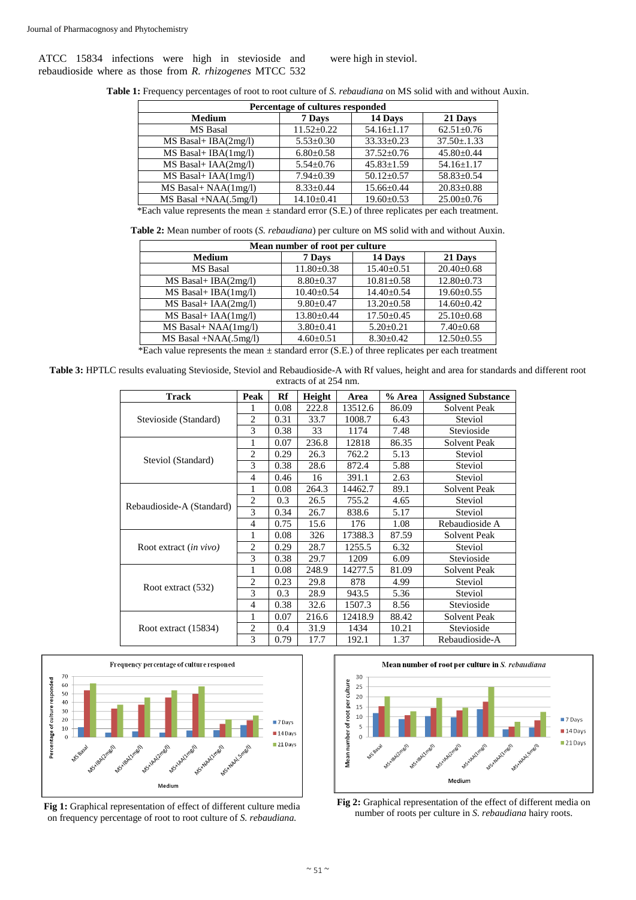ATCC 15834 infections were high in stevioside and rebaudioside where as those from *R. rhizogenes* MTCC 532 were high in steviol.

**Table 1:** Frequency percentages of root to root culture of *S. rebaudiana* on MS solid with and without Auxin.

| Percentage of cultures responded | | | |
|---|---|---|---|
| **Medium** | **7 Days** | **14 Days** | **21 Days** |
| MS Basal | 11.52±0.22 | 54.16±1.17 | 62.51±0.76 |
| MS Basal+ IBA(2mg/l) | 5.53±0.30 | 33.33±0.23 | 37.50±.1.33 |
| MS Basal+ IBA(1mg/l) | 6.80±0.58 | 37.52±0.76 | 45.80±0.44 |
| MS Basal+ IAA(2mg/l) | 5.54±0.76 | 45.83±1.59 | 54.16±1.17 |
| MS Basal+ IAA(1mg/l) | 7.94±0.39 | 50.12±0.57 | 58.83±0.54 |
| MS Basal+ NAA(1mg/l) | 8.33±0.44 | 15.66±0.44 | 20.83±0.88 |
| MS Basal +NAA(.5mg/l) | 14.10±0.41 | 19.60±0.53 | 25.00±0.76 |

*Each value represents the mean ± standard error (S.E.) of three replicates per each treatment.

**Table 2:** Mean number of roots (*S. rebaudiana*) per culture on MS solid with and without Auxin.

| Mean number of root per culture | | | |
|---|---|---|---|
| **Medium** | **7 Days** | **14 Days** | **21 Days** |
| MS Basal | 11.80±0.38 | 15.40±0.51 | 20.40±0.68 |
| MS Basal+ IBA(2mg/l) | 8.80±0.37 | 10.81±0.58 | 12.80±0.73 |
| MS Basal+ IBA(1mg/l) | 10.40±0.54 | 14.40±0.54 | 19.60±0.55 |
| MS Basal+ IAA(2mg/l) | 9.80±0.47 | 13.20±0.58 | 14.60±0.42 |
| MS Basal+ IAA(1mg/l) | 13.80±0.44 | 17.50±0.45 | 25.10±0.68 |
| MS Basal+ NAA(1mg/l) | 3.80±0.41 | 5.20±0.21 | 7.40±0.68 |
| MS Basal +NAA(.5mg/l) | 4.60±0.51 | 8.30±0.42 | 12.50±0.55 |

*Each value represents the mean ± standard error (S.E.) of three replicates per each treatment

**Table 3:** HPTLC results evaluating Stevioside, Steviol and Rebaudioside-A with Rf values, height and area for standards and different root extracts of at 254 nm.

| Track | Peak | Rf | Height | Area | % Area | Assigned Substance |
|---|---|---|---|---|---|---|
| Stevioside (Standard) | 1 | 0.08 | 222.8 | 13512.6 | 86.09 | Solvent Peak |
| | 2 | 0.31 | 33.7 | 1008.7 | 6.43 | Steviol |
| | 3 | 0.38 | 33 | 1174 | 7.48 | Stevioside |
| Steviol (Standard) | 1 | 0.07 | 236.8 | 12818 | 86.35 | Solvent Peak |
| | 2 | 0.29 | 26.3 | 762.2 | 5.13 | Steviol |
| | 3 | 0.38 | 28.6 | 872.4 | 5.88 | Steviol |
| | 4 | 0.46 | 16 | 391.1 | 2.63 | Steviol |
| Rebaudioside-A (Standard) | 1 | 0.08 | 264.3 | 14462.7 | 89.1 | Solvent Peak |
| | 2 | 0.3 | 26.5 | 755.2 | 4.65 | Steviol |
| | 3 | 0.34 | 26.7 | 838.6 | 5.17 | Steviol |
| | 4 | 0.75 | 15.6 | 176 | 1.08 | Rebaudioside A |
| Root extract (*in vivo*) | 1 | 0.08 | 326 | 17388.3 | 87.59 | Solvent Peak |
| | 2 | 0.29 | 28.7 | 1255.5 | 6.32 | Steviol |
| | 3 | 0.38 | 29.7 | 1209 | 6.09 | Stevioside |
| Root extract (532) | 1 | 0.08 | 248.9 | 14277.5 | 81.09 | Solvent Peak |
| | 2 | 0.23 | 29.8 | 878 | 4.99 | Steviol |
| | 3 | 0.3 | 28.9 | 943.5 | 5.36 | Steviol |
| | 4 | 0.38 | 32.6 | 1507.3 | 8.56 | Stevioside |
| Root extract (15834) | 1 | 0.07 | 216.6 | 12418.9 | 88.42 | Solvent Peak |
| | 2 | 0.4 | 31.9 | 1434 | 10.21 | Stevioside |
| | 3 | 0.79 | 17.7 | 192.1 | 1.37 | Rebaudioside-A |

**Fig 1:** Graphical representation of effect of different culture media on frequency percentage of root to root culture of *S. rebaudiana.*

**Fig 2:** Graphical representation of the effect of different media on number of roots per culture in *S. rebaudiana* hairy roots.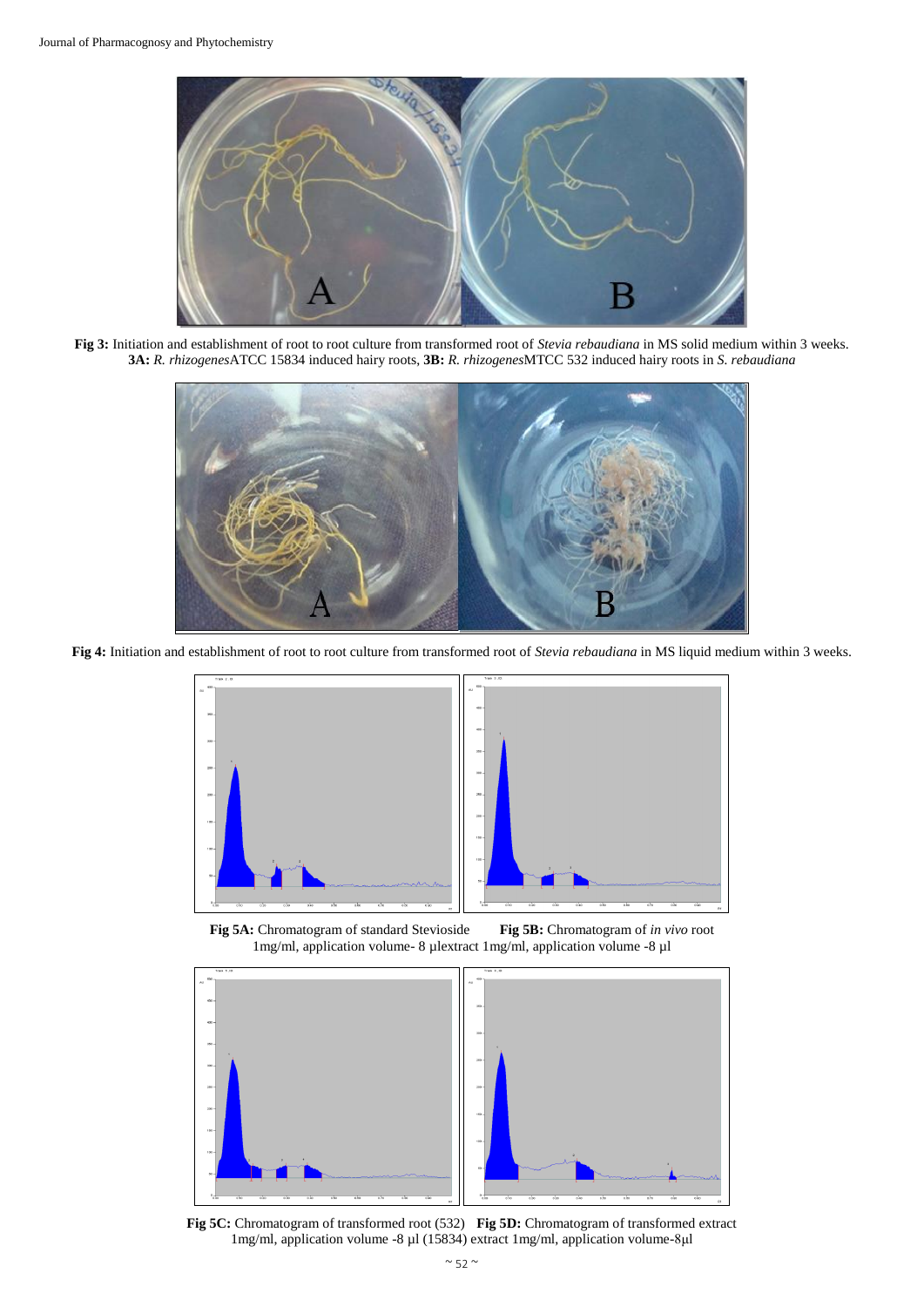**Fig 3:** Initiation and establishment of root to root culture from transformed root of *Stevia rebaudiana* in MS solid medium within 3 weeks. **3A:** *R. rhizogenes*ATCC 15834 induced hairy roots, **3B:** *R. rhizogenes*MTCC 532 induced hairy roots in *S. rebaudiana*

**Fig 4:** Initiation and establishment of root to root culture from transformed root of *Stevia rebaudiana* in MS liquid medium within 3 weeks.

**Fig 5A:** Chromatogram of standard Stevioside 1mg/ml, application volume- 8 µl

**Fig 5B:** Chromatogram of *in vivo* root extract 1mg/ml, application volume -8 µl

**Fig 5C:** Chromatogram of transformed root (532) 1mg/ml, application volume -8 µl

**Fig 5D:** Chromatogram of transformed extract (15834) extract 1mg/ml, application volume-8µl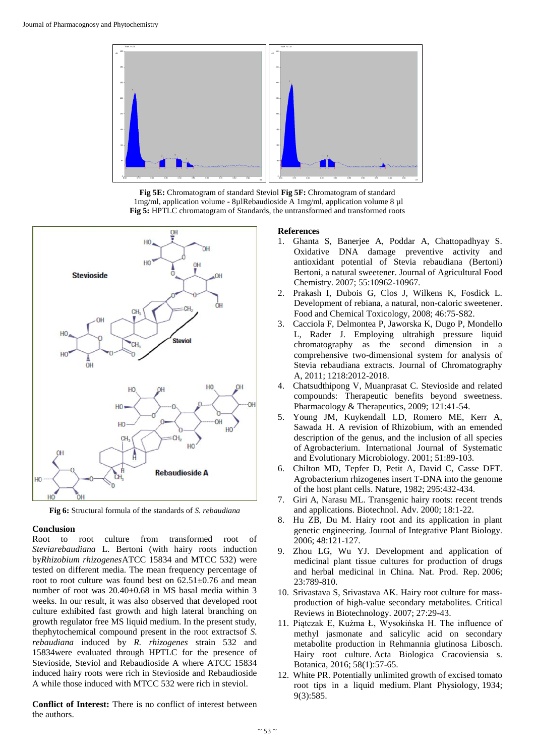**Fig 5E:** Chromatogram of standard Steviol **Fig 5F:** Chromatogram of standard 1mg/ml, application volume - 8µlRebaudioside A 1mg/ml, application volume 8 µl
**Fig 5:** HPTLC chromatogram of Standards, the untransformed and transformed roots

**Fig 6:** Structural formula of the standards of *S. rebaudiana*

## Conclusion

Root to root culture from transformed root of *Steviarebaudiana* L. Bertoni (with hairy roots induction by*Rhizobium rhizogenes*ATCC 15834 and MTCC 532) were tested on different media. The mean frequency percentage of root to root culture was found best on 62.51±0.76 and mean number of root was 20.40±0.68 in MS basal media within 3 weeks. In our result, it was also observed that developed root culture exhibited fast growth and high lateral branching on growth regulator free MS liquid medium. In the present study, thephytochemical compound present in the root extractsof *S. rebaudiana* induced by *R. rhizogenes* strain 532 and 15834were evaluated through HPTLC for the presence of Stevioside, Steviol and Rebaudioside A where ATCC 15834 induced hairy roots were rich in Stevioside and Rebaudioside A while those induced with MTCC 532 were rich in steviol.

**Conflict of Interest:** There is no conflict of interest between the authors.

## References

1. Ghanta S, Banerjee A, Poddar A, Chattopadhyay S. Oxidative DNA damage preventive activity and antioxidant potential of Stevia rebaudiana (Bertoni) Bertoni, a natural sweetener. Journal of Agricultural Food Chemistry. 2007; 55:10962-10967.
2. Prakash I, Dubois G, Clos J, Wilkens K, Fosdick L. Development of rebiana, a natural, non-caloric sweetener. Food and Chemical Toxicology, 2008; 46:75-S82.
3. Cacciola F, Delmontea P, Jaworska K, Dugo P, Mondello L, Rader J. Employing ultrahigh pressure liquid chromatography as the second dimension in a comprehensive two-dimensional system for analysis of Stevia rebaudiana extracts. Journal of Chromatography A, 2011; 1218:2012-2018.
4. Chatsudthipong V, Muanprasat C. Stevioside and related compounds: Therapeutic benefits beyond sweetness. Pharmacology & Therapeutics, 2009; 121:41-54.
5. Young JM, Kuykendall LD, Romero ME, Kerr A, Sawada H. A revision of Rhizobium, with an emended description of the genus, and the inclusion of all species of Agrobacterium. International Journal of Systematic and Evolutionary Microbiology. 2001; 51:89-103.
6. Chilton MD, Tepfer D, Petit A, David C, Casse DFT. Agrobacterium rhizogenes insert T-DNA into the genome of the host plant cells. Nature, 1982; 295:432-434.
7. Giri A, Narasu ML. Transgenic hairy roots: recent trends and applications. Biotechnol. Adv. 2000; 18:1-22.
8. Hu ZB, Du M. Hairy root and its application in plant genetic engineering. Journal of Integrative Plant Biology. 2006; 48:121-127.
9. Zhou LG, Wu YJ. Development and application of medicinal plant tissue cultures for production of drugs and herbal medicinal in China. Nat. Prod. Rep. 2006; 23:789-810.
10. Srivastava S, Srivastava AK. Hairy root culture for mass-production of high-value secondary metabolites. Critical Reviews in Biotechnology. 2007; 27:29-43.
11. Piątczak E, Kuźma Ł, Wysokińska H. The influence of methyl jasmonate and salicylic acid on secondary metabolite production in Rehmannia glutinosa Libosch. Hairy root culture. Acta Biologica Cracoviensia s. Botanica, 2016; 58(1):57-65.
12. White PR. Potentially unlimited growth of excised tomato root tips in a liquid medium. Plant Physiology, 1934; 9(3):585.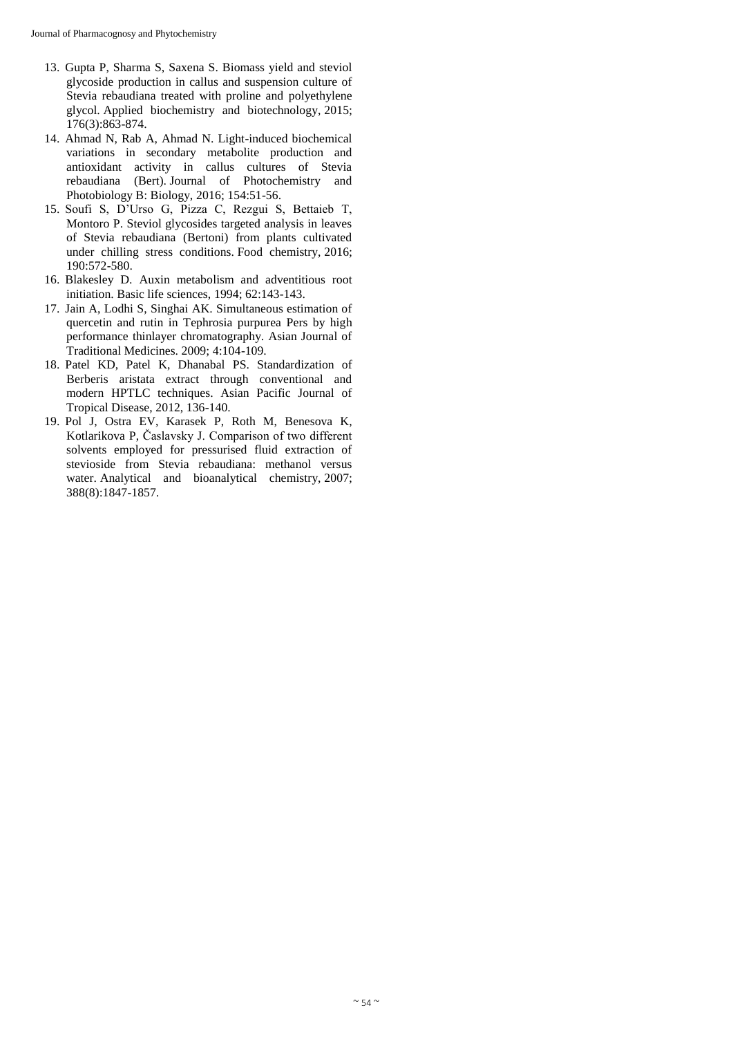13. Gupta P, Sharma S, Saxena S. Biomass yield and steviol glycoside production in callus and suspension culture of Stevia rebaudiana treated with proline and polyethylene glycol. Applied biochemistry and biotechnology, 2015; 176(3):863-874.
14. Ahmad N, Rab A, Ahmad N. Light-induced biochemical variations in secondary metabolite production and antioxidant activity in callus cultures of Stevia rebaudiana (Bert). Journal of Photochemistry and Photobiology B: Biology, 2016; 154:51-56.
15. Soufi S, D'Urso G, Pizza C, Rezgui S, Bettaieb T, Montoro P. Steviol glycosides targeted analysis in leaves of Stevia rebaudiana (Bertoni) from plants cultivated under chilling stress conditions. Food chemistry, 2016; 190:572-580.
16. Blakesley D. Auxin metabolism and adventitious root initiation. Basic life sciences, 1994; 62:143-143.
17. Jain A, Lodhi S, Singhai AK. Simultaneous estimation of quercetin and rutin in Tephrosia purpurea Pers by high performance thinlayer chromatography. Asian Journal of Traditional Medicines. 2009; 4:104-109.
18. Patel KD, Patel K, Dhanabal PS. Standardization of Berberis aristata extract through conventional and modern HPTLC techniques. Asian Pacific Journal of Tropical Disease, 2012, 136-140.
19. Pol J, Ostra EV, Karasek P, Roth M, Benesova K, Kotlarikova P, Časlavsky J. Comparison of two different solvents employed for pressurised fluid extraction of stevioside from Stevia rebaudiana: methanol versus water. Analytical and bioanalytical chemistry, 2007; 388(8):1847-1857.